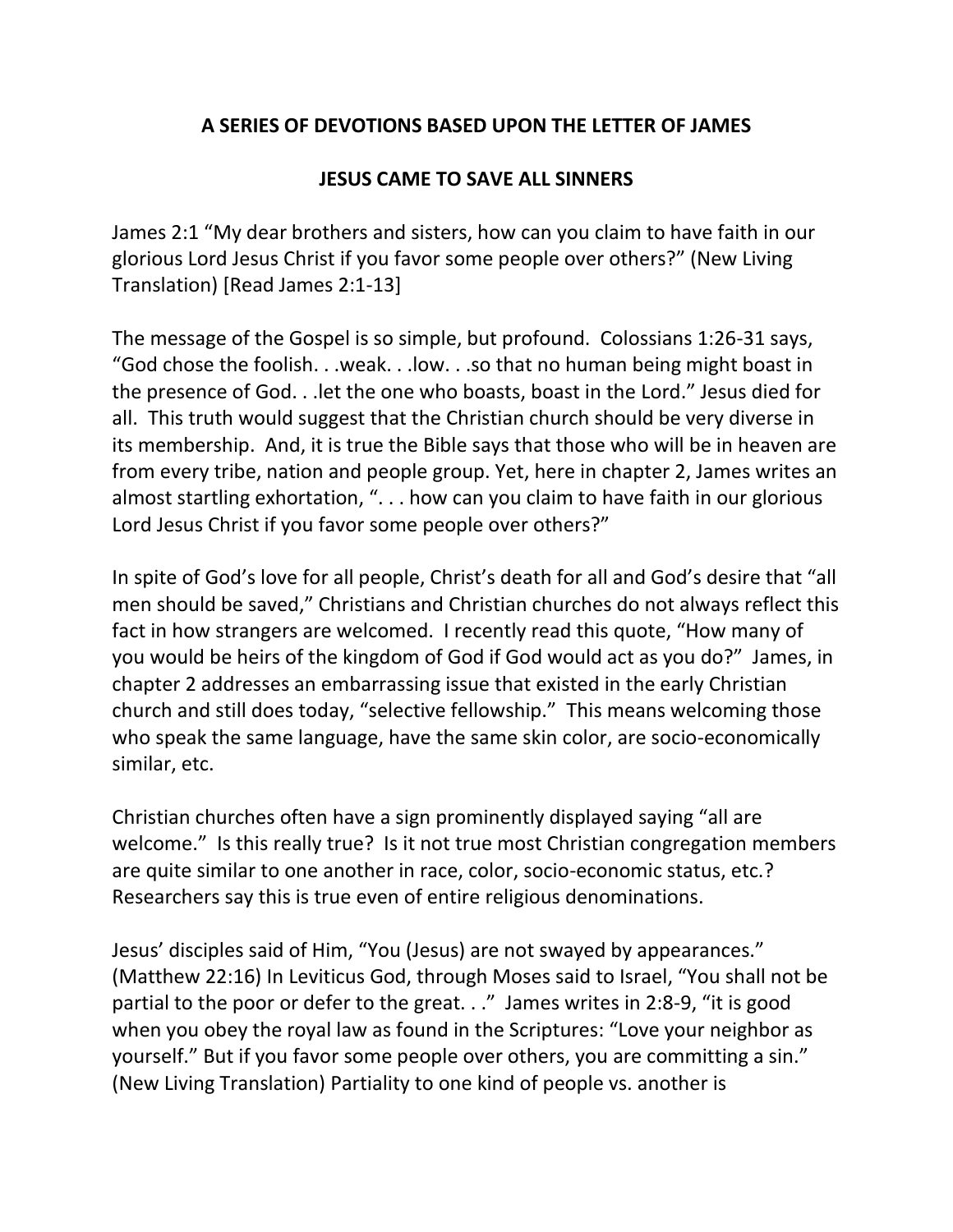## A SERIES OF DEVOTIONS BASED UPON THE LETTER OF JAMES

## JESUS CAME TO SAVE ALL SINNERS

James 2:1 "My dear brothers and sisters, how can you claim to have faith in our glorious Lord Jesus Christ if you favor some people over others?" (New Living Translation) [Read James 2:1-13]

The message of the Gospel is so simple, but profound. Colossians 1:26-31 says, "God chose the foolish. . .weak. . .low. . .so that no human being might boast in the presence of God. . .let the one who boasts, boast in the Lord." Jesus died for all. This truth would suggest that the Christian church should be very diverse in its membership. And, it is true the Bible says that those who will be in heaven are from every tribe, nation and people group. Yet, here in chapter 2, James writes an almost startling exhortation, ". . . how can you claim to have faith in our glorious Lord Jesus Christ if you favor some people over others?"

In spite of God's love for all people, Christ's death for all and God's desire that "all men should be saved," Christians and Christian churches do not always reflect this fact in how strangers are welcomed. I recently read this quote, "How many of you would be heirs of the kingdom of God if God would act as you do?" James, in chapter 2 addresses an embarrassing issue that existed in the early Christian church and still does today, "selective fellowship." This means welcoming those who speak the same language, have the same skin color, are socio-economically similar, etc.

Christian churches often have a sign prominently displayed saying "all are welcome." Is this really true? Is it not true most Christian congregation members are quite similar to one another in race, color, socio-economic status, etc.? Researchers say this is true even of entire religious denominations.

Jesus' disciples said of Him, "You (Jesus) are not swayed by appearances." (Matthew 22:16) In Leviticus God, through Moses said to Israel, "You shall not be partial to the poor or defer to the great. . ." James writes in 2:8-9, "it is good when you obey the royal law as found in the Scriptures: "Love your neighbor as yourself." But if you favor some people over others, you are committing a sin." (New Living Translation) Partiality to one kind of people vs. another is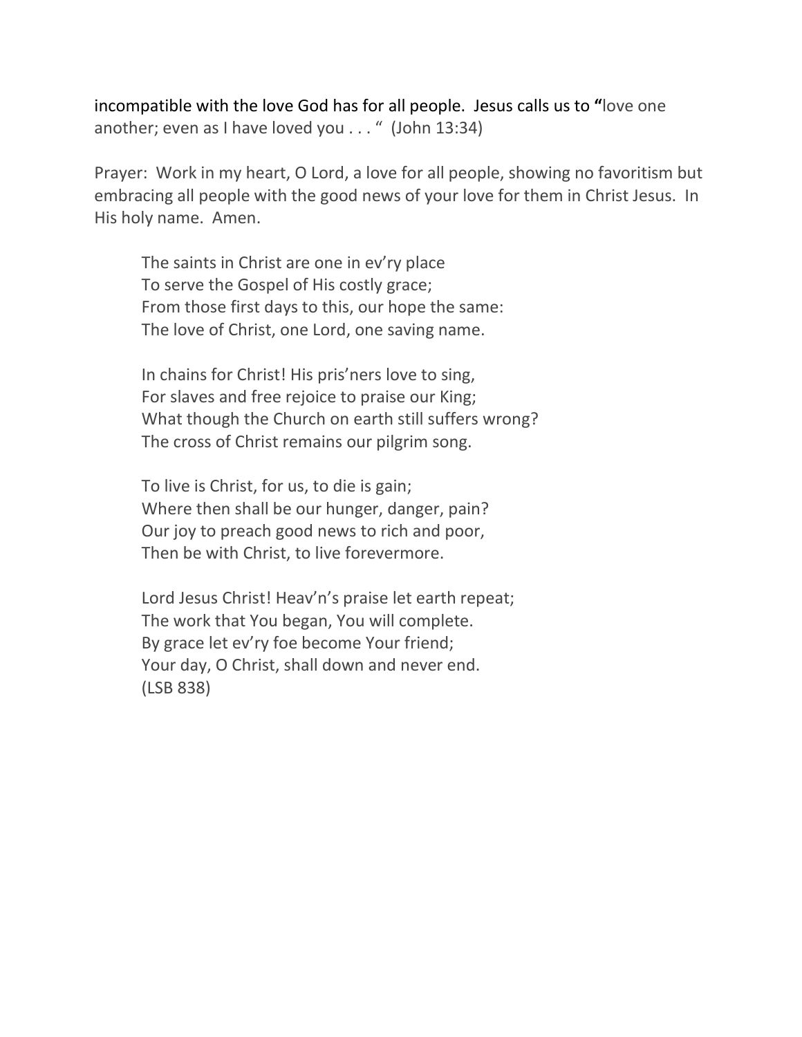incompatible with the love God has for all people. Jesus calls us to **"**love one another; even as I have loved you . . . " (John 13:34)

Prayer: Work in my heart, O Lord, a love for all people, showing no favoritism but embracing all people with the good news of your love for them in Christ Jesus. In His holy name. Amen.

> The saints in Christ are one in ev'ry place
> To serve the Gospel of His costly grace;
> From those first days to this, our hope the same:
> The love of Christ, one Lord, one saving name.
>
> In chains for Christ! His pris'ners love to sing,
> For slaves and free rejoice to praise our King;
> What though the Church on earth still suffers wrong?
> The cross of Christ remains our pilgrim song.
>
> To live is Christ, for us, to die is gain;
> Where then shall be our hunger, danger, pain?
> Our joy to preach good news to rich and poor,
> Then be with Christ, to live forevermore.
>
> Lord Jesus Christ! Heav'n's praise let earth repeat;
> The work that You began, You will complete.
> By grace let ev'ry foe become Your friend;
> Your day, O Christ, shall down and never end.
> (LSB 838)